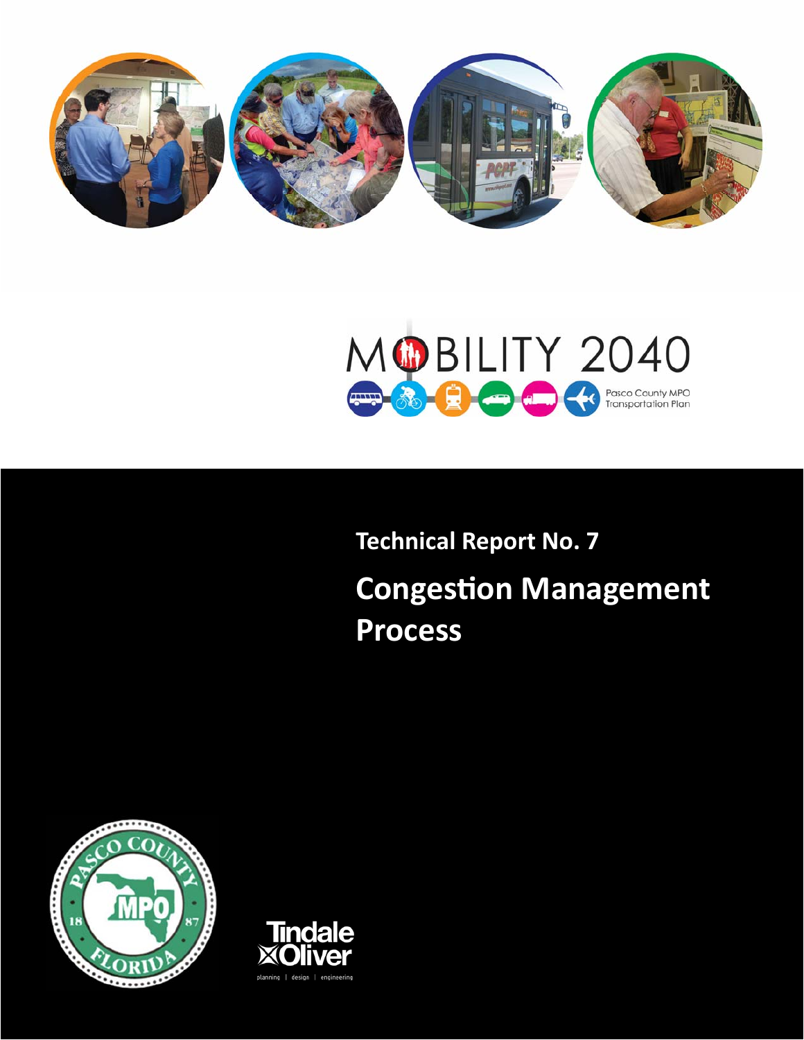MOBILITY 2040

Pasco County MPO Transportation Plan

Technical Report No. 7

# Congestion Management Process

Tindale Oliver

planning | design | engineering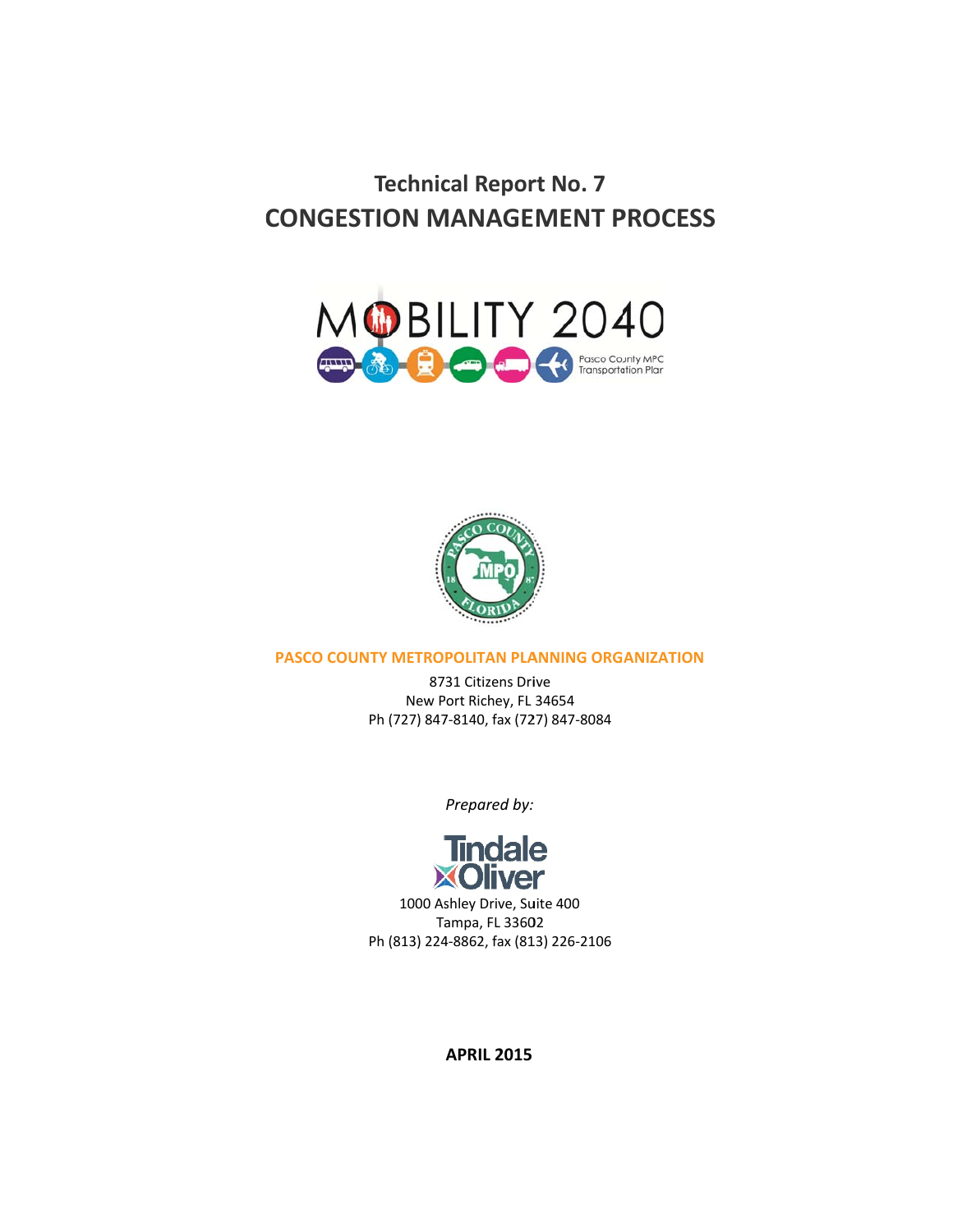# Technical Report No. 7
# CONGESTION MANAGEMENT PROCESS

MOBILITY 2040

Pasco County MPO Transportation Plan

**PASCO COUNTY METROPOLITAN PLANNING ORGANIZATION**

8731 Citizens Drive
New Port Richey, FL 34654
Ph (727) 847-8140, fax (727) 847-8084

*Prepared by:*

Tindale Oliver

1000 Ashley Drive, Suite 400
Tampa, FL 33602
Ph (813) 224-8862, fax (813) 226-2106

**APRIL 2015**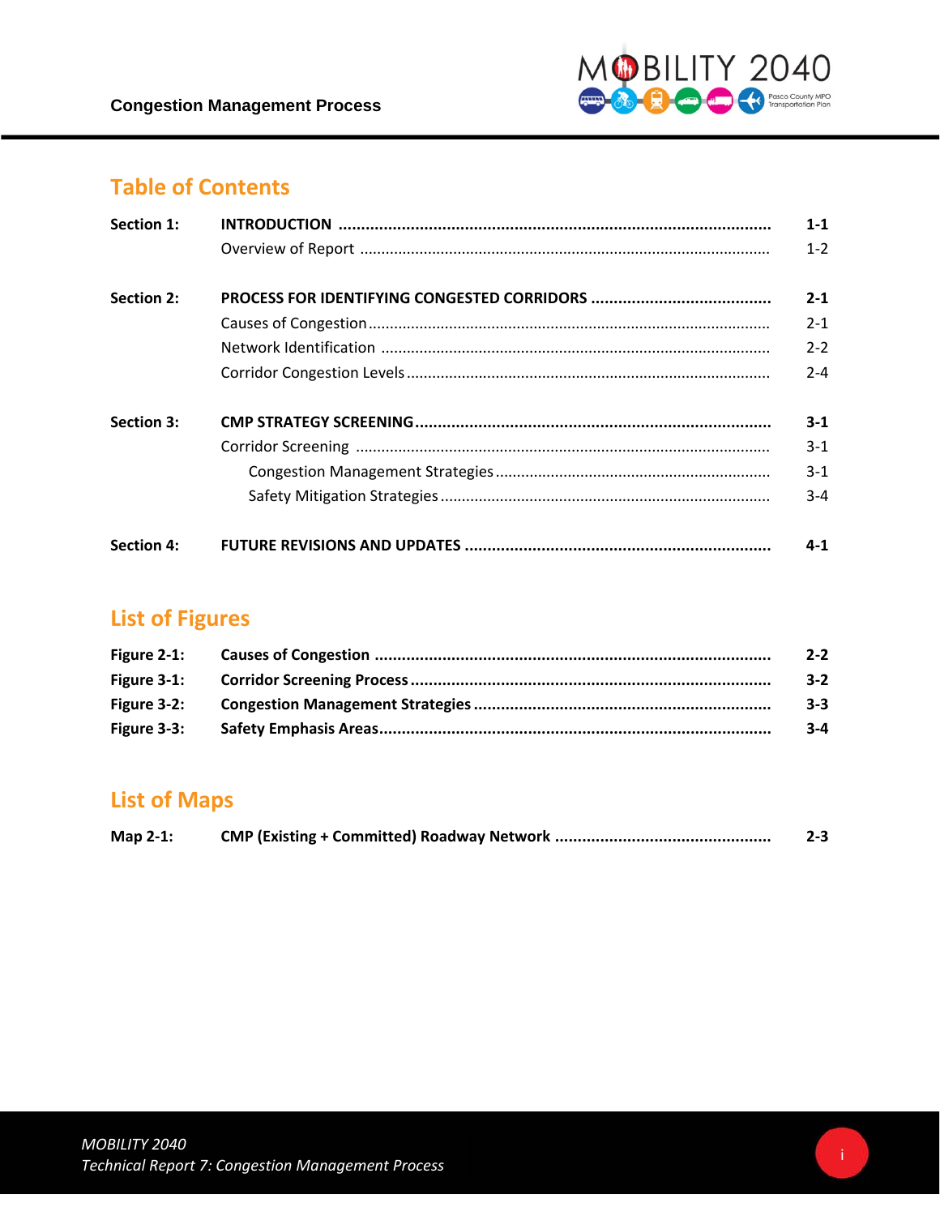## Table of Contents

| | | |
|---|---|---|
| **Section 1:** | **INTRODUCTION** | **1-1** |
| | Overview of Report | 1-2 |
| **Section 2:** | **PROCESS FOR IDENTIFYING CONGESTED CORRIDORS** | **2-1** |
| | Causes of Congestion | 2-1 |
| | Network Identification | 2-2 |
| | Corridor Congestion Levels | 2-4 |
| **Section 3:** | **CMP STRATEGY SCREENING** | **3-1** |
| | Corridor Screening | 3-1 |
| | Congestion Management Strategies | 3-1 |
| | Safety Mitigation Strategies | 3-4 |
| **Section 4:** | **FUTURE REVISIONS AND UPDATES** | **4-1** |

## List of Figures

| | | |
|---|---|---|
| **Figure 2-1:** | **Causes of Congestion** | **2-2** |
| **Figure 3-1:** | **Corridor Screening Process** | **3-2** |
| **Figure 3-2:** | **Congestion Management Strategies** | **3-3** |
| **Figure 3-3:** | **Safety Emphasis Areas** | **3-4** |

## List of Maps

| | | |
|---|---|---|
| **Map 2-1:** | **CMP (Existing + Committed) Roadway Network** | **2-3** |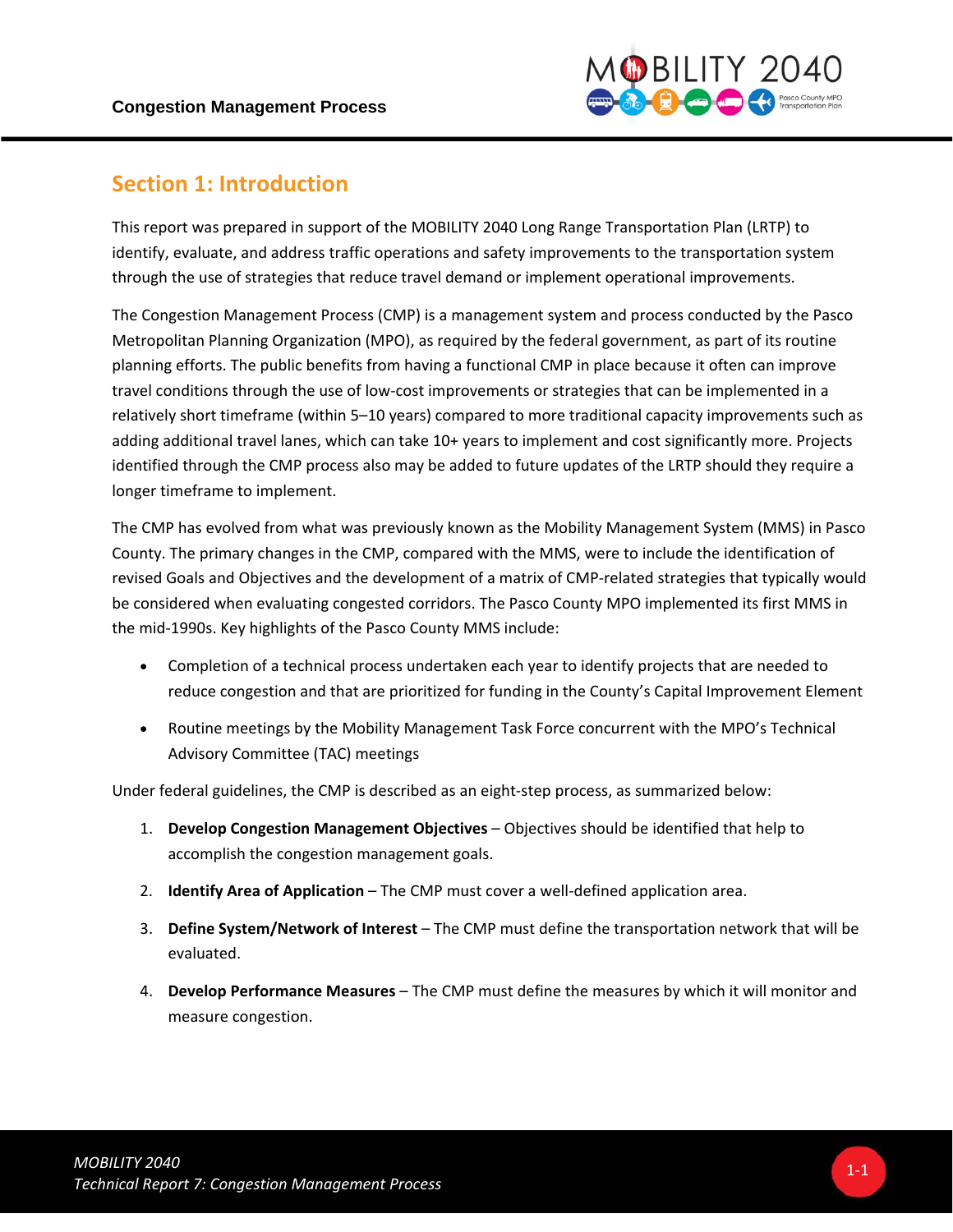# Section 1: Introduction

This report was prepared in support of the MOBILITY 2040 Long Range Transportation Plan (LRTP) to identify, evaluate, and address traffic operations and safety improvements to the transportation system through the use of strategies that reduce travel demand or implement operational improvements.

The Congestion Management Process (CMP) is a management system and process conducted by the Pasco Metropolitan Planning Organization (MPO), as required by the federal government, as part of its routine planning efforts. The public benefits from having a functional CMP in place because it often can improve travel conditions through the use of low-cost improvements or strategies that can be implemented in a relatively short timeframe (within 5–10 years) compared to more traditional capacity improvements such as adding additional travel lanes, which can take 10+ years to implement and cost significantly more. Projects identified through the CMP process also may be added to future updates of the LRTP should they require a longer timeframe to implement.

The CMP has evolved from what was previously known as the Mobility Management System (MMS) in Pasco County. The primary changes in the CMP, compared with the MMS, were to include the identification of revised Goals and Objectives and the development of a matrix of CMP-related strategies that typically would be considered when evaluating congested corridors. The Pasco County MPO implemented its first MMS in the mid-1990s. Key highlights of the Pasco County MMS include:

- Completion of a technical process undertaken each year to identify projects that are needed to reduce congestion and that are prioritized for funding in the County's Capital Improvement Element
- Routine meetings by the Mobility Management Task Force concurrent with the MPO's Technical Advisory Committee (TAC) meetings

Under federal guidelines, the CMP is described as an eight-step process, as summarized below:

1. **Develop Congestion Management Objectives** – Objectives should be identified that help to accomplish the congestion management goals.
2. **Identify Area of Application** – The CMP must cover a well-defined application area.
3. **Define System/Network of Interest** – The CMP must define the transportation network that will be evaluated.
4. **Develop Performance Measures** – The CMP must define the measures by which it will monitor and measure congestion.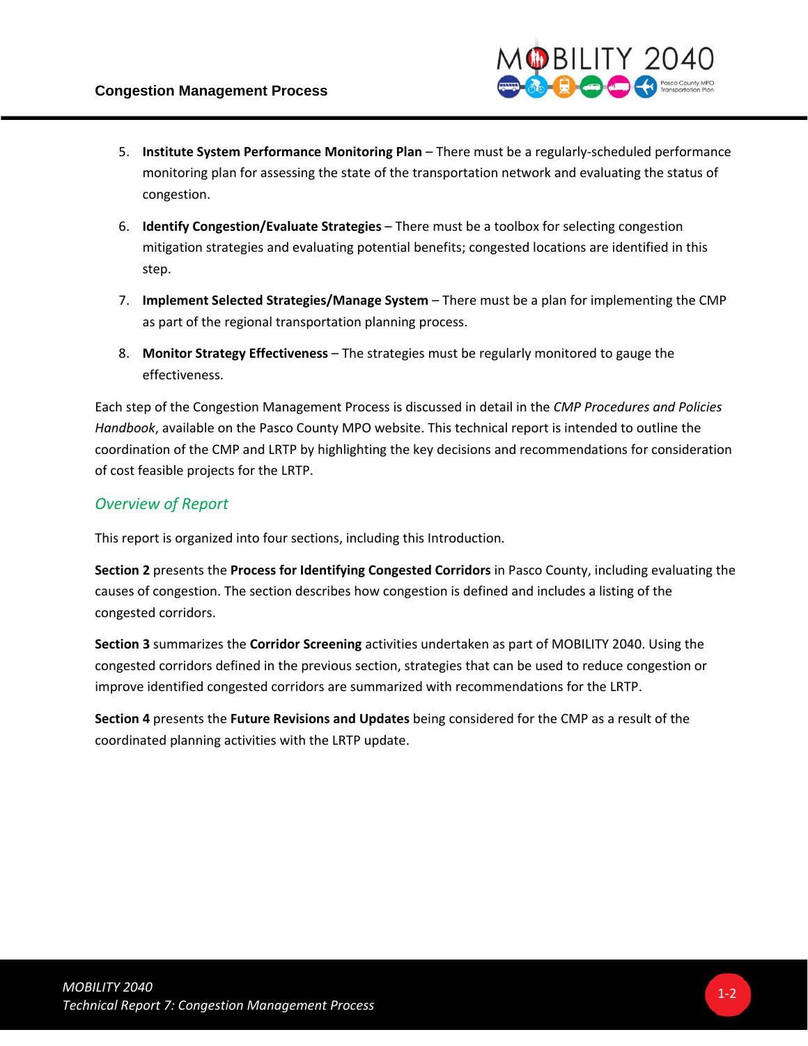5. **Institute System Performance Monitoring Plan** – There must be a regularly-scheduled performance monitoring plan for assessing the state of the transportation network and evaluating the status of congestion.

6. **Identify Congestion/Evaluate Strategies** – There must be a toolbox for selecting congestion mitigation strategies and evaluating potential benefits; congested locations are identified in this step.

7. **Implement Selected Strategies/Manage System** – There must be a plan for implementing the CMP as part of the regional transportation planning process.

8. **Monitor Strategy Effectiveness** – The strategies must be regularly monitored to gauge the effectiveness.

Each step of the Congestion Management Process is discussed in detail in the *CMP Procedures and Policies Handbook*, available on the Pasco County MPO website. This technical report is intended to outline the coordination of the CMP and LRTP by highlighting the key decisions and recommendations for consideration of cost feasible projects for the LRTP.

## *Overview of Report*

This report is organized into four sections, including this Introduction.

**Section 2** presents the **Process for Identifying Congested Corridors** in Pasco County, including evaluating the causes of congestion. The section describes how congestion is defined and includes a listing of the congested corridors.

**Section 3** summarizes the **Corridor Screening** activities undertaken as part of MOBILITY 2040. Using the congested corridors defined in the previous section, strategies that can be used to reduce congestion or improve identified congested corridors are summarized with recommendations for the LRTP.

**Section 4** presents the **Future Revisions and Updates** being considered for the CMP as a result of the coordinated planning activities with the LRTP update.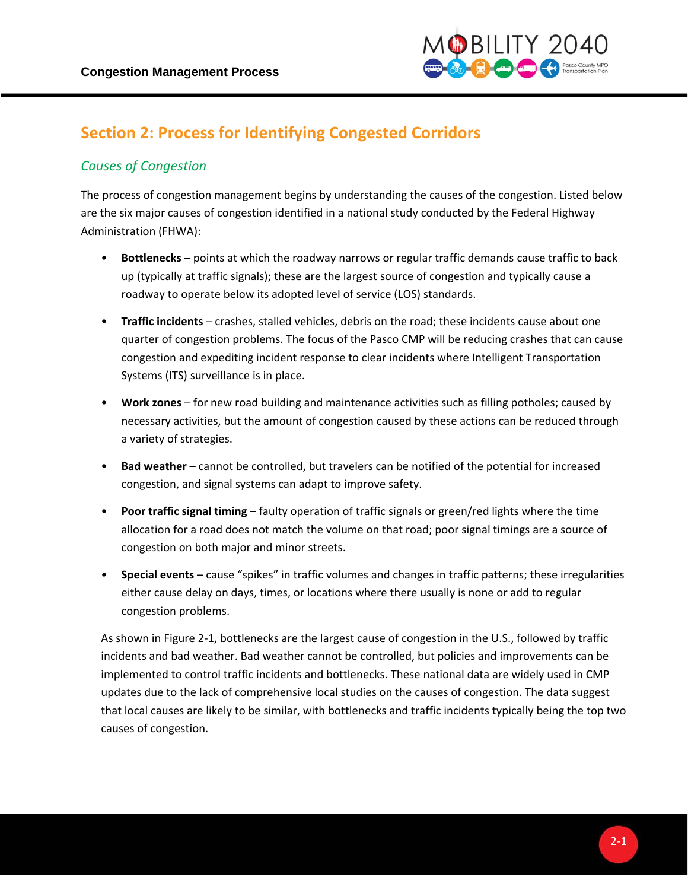## Section 2: Process for Identifying Congested Corridors

### *Causes of Congestion*

The process of congestion management begins by understanding the causes of the congestion. Listed below are the six major causes of congestion identified in a national study conducted by the Federal Highway Administration (FHWA):

- **Bottlenecks** – points at which the roadway narrows or regular traffic demands cause traffic to back up (typically at traffic signals); these are the largest source of congestion and typically cause a roadway to operate below its adopted level of service (LOS) standards.
- **Traffic incidents** – crashes, stalled vehicles, debris on the road; these incidents cause about one quarter of congestion problems. The focus of the Pasco CMP will be reducing crashes that can cause congestion and expediting incident response to clear incidents where Intelligent Transportation Systems (ITS) surveillance is in place.
- **Work zones** – for new road building and maintenance activities such as filling potholes; caused by necessary activities, but the amount of congestion caused by these actions can be reduced through a variety of strategies.
- **Bad weather** – cannot be controlled, but travelers can be notified of the potential for increased congestion, and signal systems can adapt to improve safety.
- **Poor traffic signal timing** – faulty operation of traffic signals or green/red lights where the time allocation for a road does not match the volume on that road; poor signal timings are a source of congestion on both major and minor streets.
- **Special events** – cause "spikes" in traffic volumes and changes in traffic patterns; these irregularities either cause delay on days, times, or locations where there usually is none or add to regular congestion problems.

As shown in Figure 2-1, bottlenecks are the largest cause of congestion in the U.S., followed by traffic incidents and bad weather. Bad weather cannot be controlled, but policies and improvements can be implemented to control traffic incidents and bottlenecks. These national data are widely used in CMP updates due to the lack of comprehensive local studies on the causes of congestion. The data suggest that local causes are likely to be similar, with bottlenecks and traffic incidents typically being the top two causes of congestion.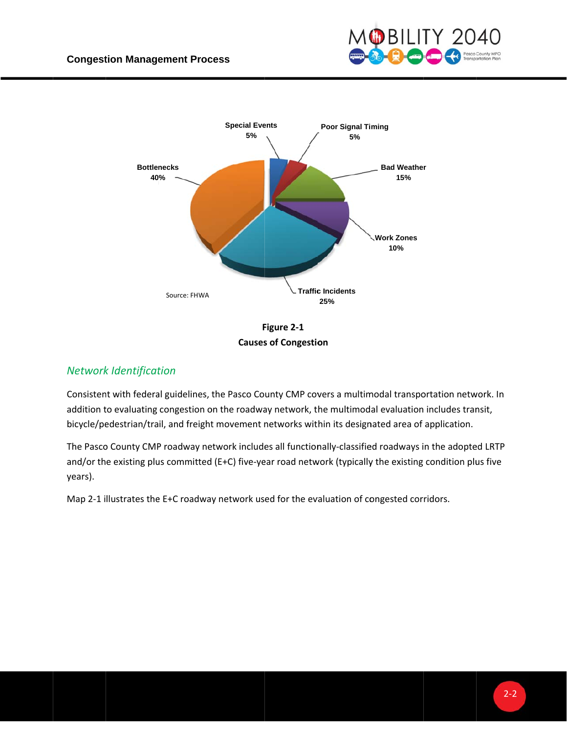Special Events 5%
Poor Signal Timing 5%
Bad Weather 15%
Work Zones 10%
Traffic Incidents 25%
Bottlenecks 40%

Source: FHWA

**Figure 2-1**
**Causes of Congestion**

## *Network Identification*

Consistent with federal guidelines, the Pasco County CMP covers a multimodal transportation network. In addition to evaluating congestion on the roadway network, the multimodal evaluation includes transit, bicycle/pedestrian/trail, and freight movement networks within its designated area of application.

The Pasco County CMP roadway network includes all functionally-classified roadways in the adopted LRTP and/or the existing plus committed (E+C) five-year road network (typically the existing condition plus five years).

Map 2-1 illustrates the E+C roadway network used for the evaluation of congested corridors.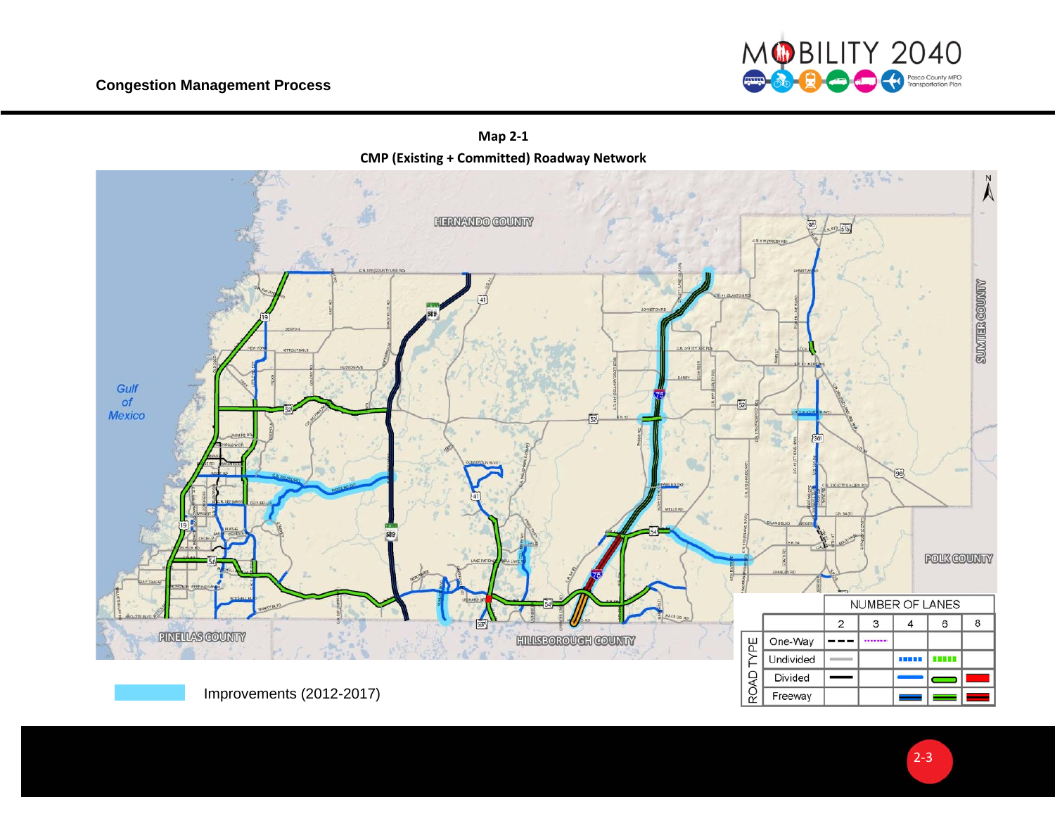## Map 2-1

## CMP (Existing + Committed) Roadway Network

Improvements (2012-2017)

| ROAD TYPE | NUMBER OF LANES 2 | 3 | 4 | 6 | 8 |
|---|---|---|---|---|---|
| One-Way | | | | | |
| Undivided | | | | | |
| Divided | | | | | |
| Freeway | | | | | |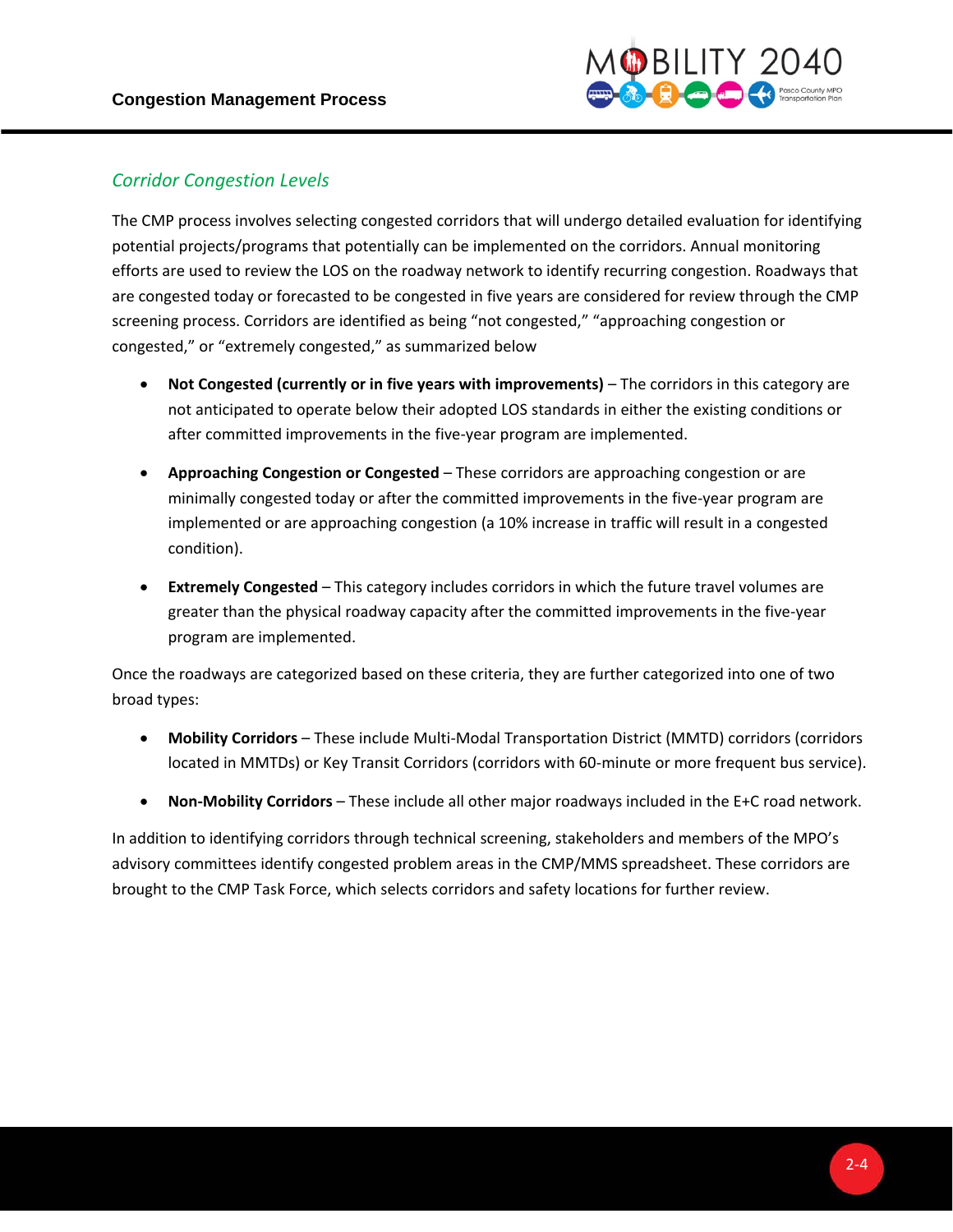### *Corridor Congestion Levels*

The CMP process involves selecting congested corridors that will undergo detailed evaluation for identifying potential projects/programs that potentially can be implemented on the corridors. Annual monitoring efforts are used to review the LOS on the roadway network to identify recurring congestion. Roadways that are congested today or forecasted to be congested in five years are considered for review through the CMP screening process. Corridors are identified as being "not congested," "approaching congestion or congested," or "extremely congested," as summarized below

- **Not Congested (currently or in five years with improvements)** – The corridors in this category are not anticipated to operate below their adopted LOS standards in either the existing conditions or after committed improvements in the five-year program are implemented.
- **Approaching Congestion or Congested** – These corridors are approaching congestion or are minimally congested today or after the committed improvements in the five-year program are implemented or are approaching congestion (a 10% increase in traffic will result in a congested condition).
- **Extremely Congested** – This category includes corridors in which the future travel volumes are greater than the physical roadway capacity after the committed improvements in the five-year program are implemented.

Once the roadways are categorized based on these criteria, they are further categorized into one of two broad types:

- **Mobility Corridors** – These include Multi-Modal Transportation District (MMTD) corridors (corridors located in MMTDs) or Key Transit Corridors (corridors with 60-minute or more frequent bus service).
- **Non-Mobility Corridors** – These include all other major roadways included in the E+C road network.

In addition to identifying corridors through technical screening, stakeholders and members of the MPO's advisory committees identify congested problem areas in the CMP/MMS spreadsheet. These corridors are brought to the CMP Task Force, which selects corridors and safety locations for further review.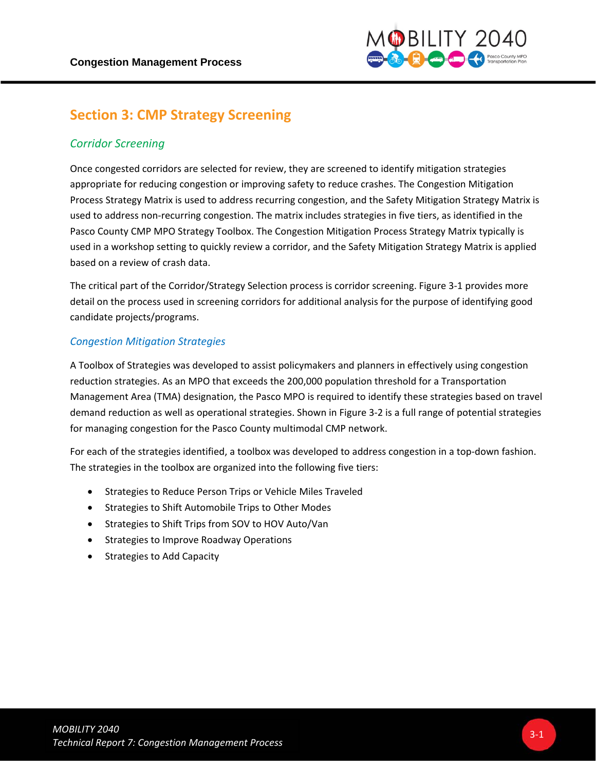## Section 3: CMP Strategy Screening

### *Corridor Screening*

Once congested corridors are selected for review, they are screened to identify mitigation strategies appropriate for reducing congestion or improving safety to reduce crashes. The Congestion Mitigation Process Strategy Matrix is used to address recurring congestion, and the Safety Mitigation Strategy Matrix is used to address non-recurring congestion. The matrix includes strategies in five tiers, as identified in the Pasco County CMP MPO Strategy Toolbox. The Congestion Mitigation Process Strategy Matrix typically is used in a workshop setting to quickly review a corridor, and the Safety Mitigation Strategy Matrix is applied based on a review of crash data.

The critical part of the Corridor/Strategy Selection process is corridor screening. Figure 3-1 provides more detail on the process used in screening corridors for additional analysis for the purpose of identifying good candidate projects/programs.

### *Congestion Mitigation Strategies*

A Toolbox of Strategies was developed to assist policymakers and planners in effectively using congestion reduction strategies. As an MPO that exceeds the 200,000 population threshold for a Transportation Management Area (TMA) designation, the Pasco MPO is required to identify these strategies based on travel demand reduction as well as operational strategies. Shown in Figure 3-2 is a full range of potential strategies for managing congestion for the Pasco County multimodal CMP network.

For each of the strategies identified, a toolbox was developed to address congestion in a top-down fashion. The strategies in the toolbox are organized into the following five tiers:

- Strategies to Reduce Person Trips or Vehicle Miles Traveled
- Strategies to Shift Automobile Trips to Other Modes
- Strategies to Shift Trips from SOV to HOV Auto/Van
- Strategies to Improve Roadway Operations
- Strategies to Add Capacity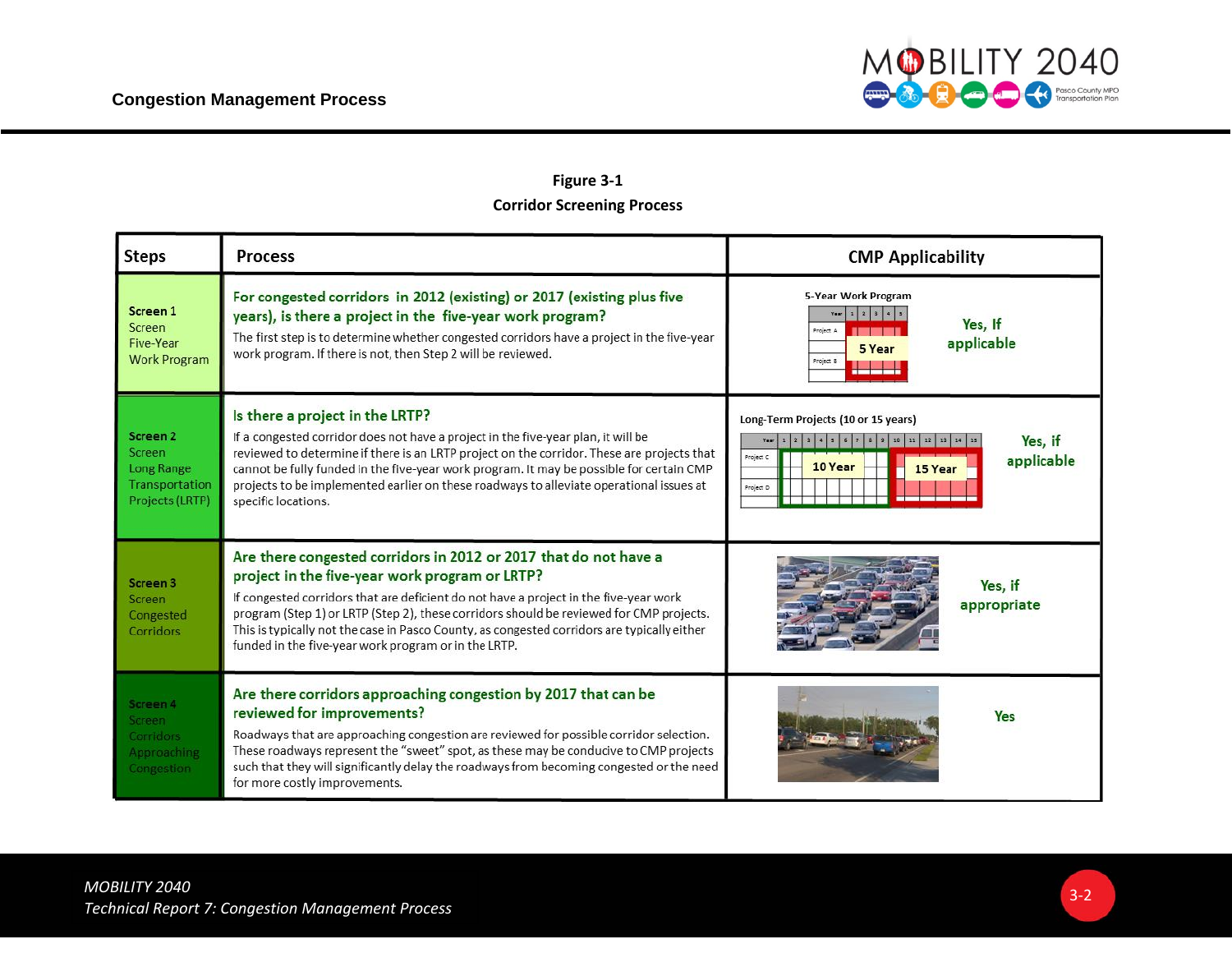**Figure 3-1**
**Corridor Screening Process**

| Steps | Process | CMP Applicability |
|---|---|---|
| **Screen 1** Screen Five-Year Work Program | **For congested corridors in 2012 (existing) or 2017 (existing plus five years), is there a project in the five-year work program?** The first step is to determine whether congested corridors have a project in the five-year work program. If there is not, then Step 2 will be reviewed. | 5-Year Work Program — Yes, If applicable |
| **Screen 2** Screen Long Range Transportation Projects (LRTP) | **Is there a project in the LRTP?** If a congested corridor does not have a project in the five-year plan, it will be reviewed to determine if there is an LRTP project on the corridor. These are projects that cannot be fully funded in the five-year work program. It may be possible for certain CMP projects to be implemented earlier on these roadways to alleviate operational issues at specific locations. | Long-Term Projects (10 or 15 years) — Yes, if applicable |
| **Screen 3** Screen Congested Corridors | **Are there congested corridors in 2012 or 2017 that do not have a project in the five-year work program or LRTP?** If congested corridors that are deficient do not have a project in the five-year work program (Step 1) or LRTP (Step 2), these corridors should be reviewed for CMP projects. This is typically not the case in Pasco County, as congested corridors are typically either funded in the five-year work program or in the LRTP. | Yes, if appropriate |
| **Screen 4** Screen Corridors Approaching Congestion | **Are there corridors approaching congestion by 2017 that can be reviewed for improvements?** Roadways that are approaching congestion are reviewed for possible corridor selection. These roadways represent the "sweet" spot, as these may be conducive to CMP projects such that they will significantly delay the roadways from becoming congested or the need for more costly improvements. | Yes |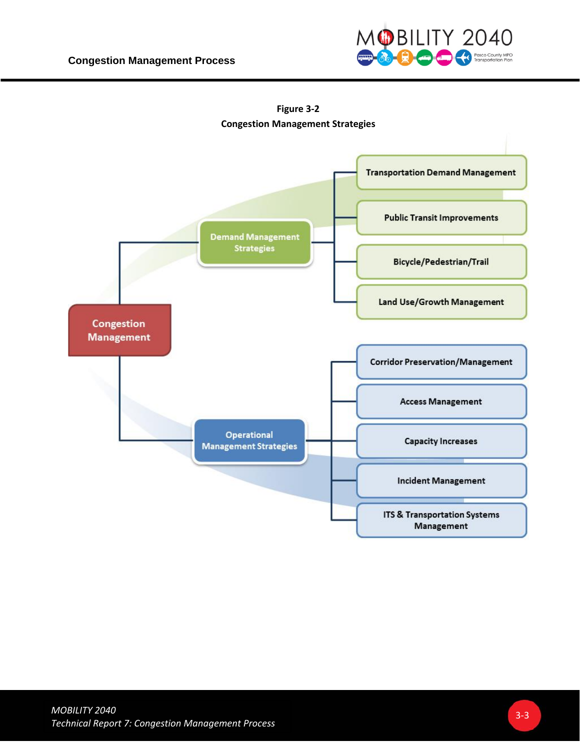**Figure 3-2**
**Congestion Management Strategies**

- Congestion Management
  - Demand Management Strategies
    - Transportation Demand Management
    - Public Transit Improvements
    - Bicycle/Pedestrian/Trail
    - Land Use/Growth Management
  - Operational Management Strategies
    - Corridor Preservation/Management
    - Access Management
    - Capacity Increases
    - Incident Management
    - ITS & Transportation Systems Management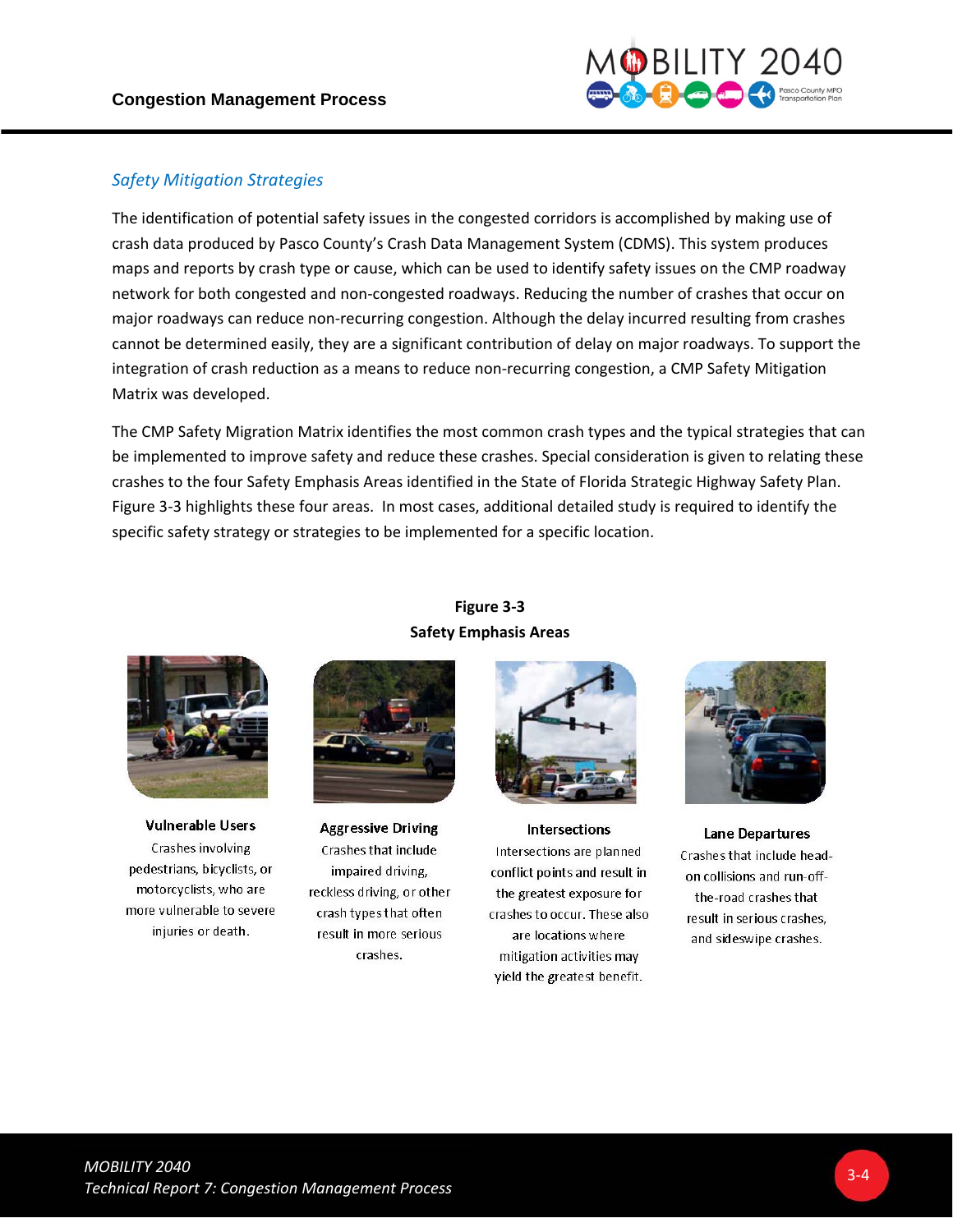### *Safety Mitigation Strategies*

The identification of potential safety issues in the congested corridors is accomplished by making use of crash data produced by Pasco County's Crash Data Management System (CDMS). This system produces maps and reports by crash type or cause, which can be used to identify safety issues on the CMP roadway network for both congested and non-congested roadways. Reducing the number of crashes that occur on major roadways can reduce non-recurring congestion. Although the delay incurred resulting from crashes cannot be determined easily, they are a significant contribution of delay on major roadways. To support the integration of crash reduction as a means to reduce non-recurring congestion, a CMP Safety Mitigation Matrix was developed.

The CMP Safety Migration Matrix identifies the most common crash types and the typical strategies that can be implemented to improve safety and reduce these crashes. Special consideration is given to relating these crashes to the four Safety Emphasis Areas identified in the State of Florida Strategic Highway Safety Plan. Figure 3-3 highlights these four areas. In most cases, additional detailed study is required to identify the specific safety strategy or strategies to be implemented for a specific location.

**Figure 3-3**
**Safety Emphasis Areas**

**Vulnerable Users**
Crashes involving pedestrians, bicyclists, or motorcyclists, who are more vulnerable to severe injuries or death.

**Aggressive Driving**
Crashes that include impaired driving, reckless driving, or other crash types that often result in more serious crashes.

**Intersections**
Intersections are planned conflict points and result in the greatest exposure for crashes to occur. These also are locations where mitigation activities may yield the greatest benefit.

**Lane Departures**
Crashes that include head-on collisions and run-off-the-road crashes that result in serious crashes, and sideswipe crashes.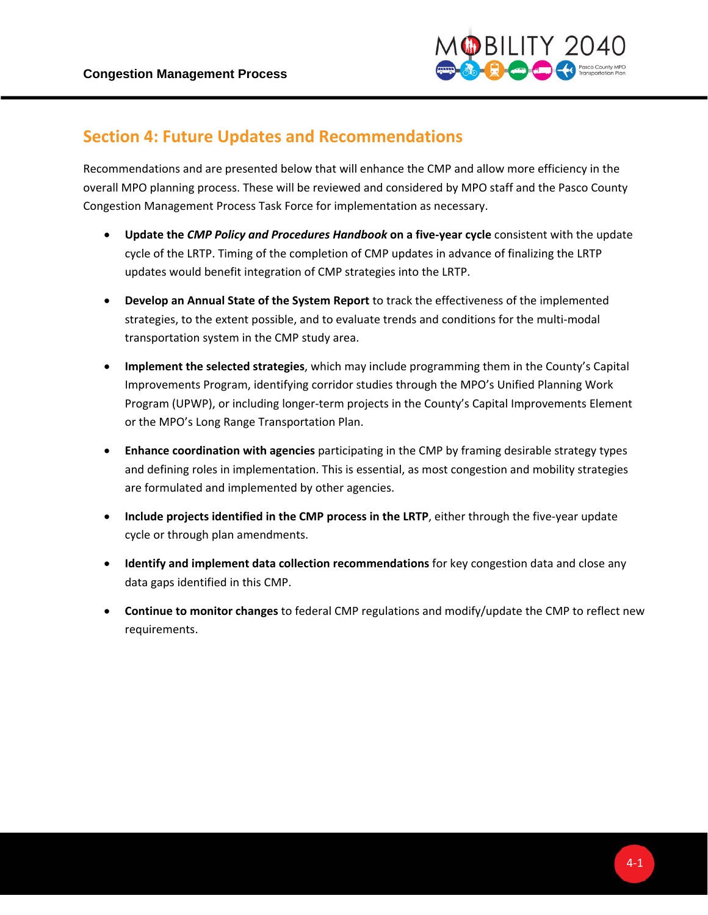## Section 4: Future Updates and Recommendations

Recommendations and are presented below that will enhance the CMP and allow more efficiency in the overall MPO planning process. These will be reviewed and considered by MPO staff and the Pasco County Congestion Management Process Task Force for implementation as necessary.

- **Update the *CMP Policy and Procedures Handbook* on a five-year cycle** consistent with the update cycle of the LRTP. Timing of the completion of CMP updates in advance of finalizing the LRTP updates would benefit integration of CMP strategies into the LRTP.
- **Develop an Annual State of the System Report** to track the effectiveness of the implemented strategies, to the extent possible, and to evaluate trends and conditions for the multi-modal transportation system in the CMP study area.
- **Implement the selected strategies**, which may include programming them in the County's Capital Improvements Program, identifying corridor studies through the MPO's Unified Planning Work Program (UPWP), or including longer-term projects in the County's Capital Improvements Element or the MPO's Long Range Transportation Plan.
- **Enhance coordination with agencies** participating in the CMP by framing desirable strategy types and defining roles in implementation. This is essential, as most congestion and mobility strategies are formulated and implemented by other agencies.
- **Include projects identified in the CMP process in the LRTP**, either through the five-year update cycle or through plan amendments.
- **Identify and implement data collection recommendations** for key congestion data and close any data gaps identified in this CMP.
- **Continue to monitor changes** to federal CMP regulations and modify/update the CMP to reflect new requirements.